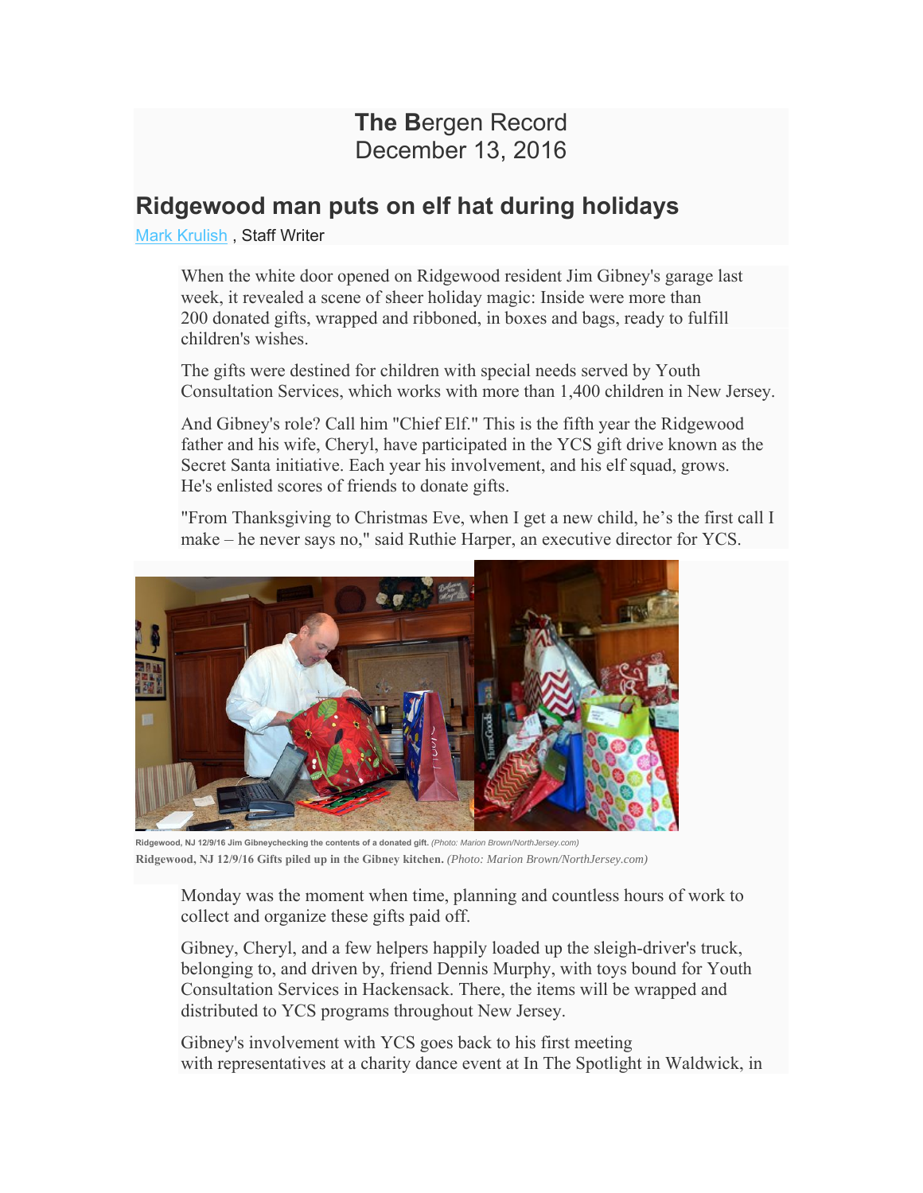# The Bergen Record
# December 13, 2016

## Ridgewood man puts on elf hat during holidays

Mark Krulish , Staff Writer

When the white door opened on Ridgewood resident Jim Gibney's garage last week, it revealed a scene of sheer holiday magic: Inside were more than 200 donated gifts, wrapped and ribboned, in boxes and bags, ready to fulfill children's wishes.

The gifts were destined for children with special needs served by Youth Consultation Services, which works with more than 1,400 children in New Jersey.

And Gibney's role? Call him "Chief Elf." This is the fifth year the Ridgewood father and his wife, Cheryl, have participated in the YCS gift drive known as the Secret Santa initiative. Each year his involvement, and his elf squad, grows. He's enlisted scores of friends to donate gifts.

"From Thanksgiving to Christmas Eve, when I get a new child, he's the first call I make – he never says no," said Ruthie Harper, an executive director for YCS.

Ridgewood, NJ 12/9/16 Jim Gibneychecking the contents of a donated gift. *(Photo: Marion Brown/NorthJersey.com)*

**Ridgewood, NJ 12/9/16 Gifts piled up in the Gibney kitchen.** *(Photo: Marion Brown/NorthJersey.com)*

Monday was the moment when time, planning and countless hours of work to collect and organize these gifts paid off.

Gibney, Cheryl, and a few helpers happily loaded up the sleigh-driver's truck, belonging to, and driven by, friend Dennis Murphy, with toys bound for Youth Consultation Services in Hackensack. There, the items will be wrapped and distributed to YCS programs throughout New Jersey.

Gibney's involvement with YCS goes back to his first meeting with representatives at a charity dance event at In The Spotlight in Waldwick, in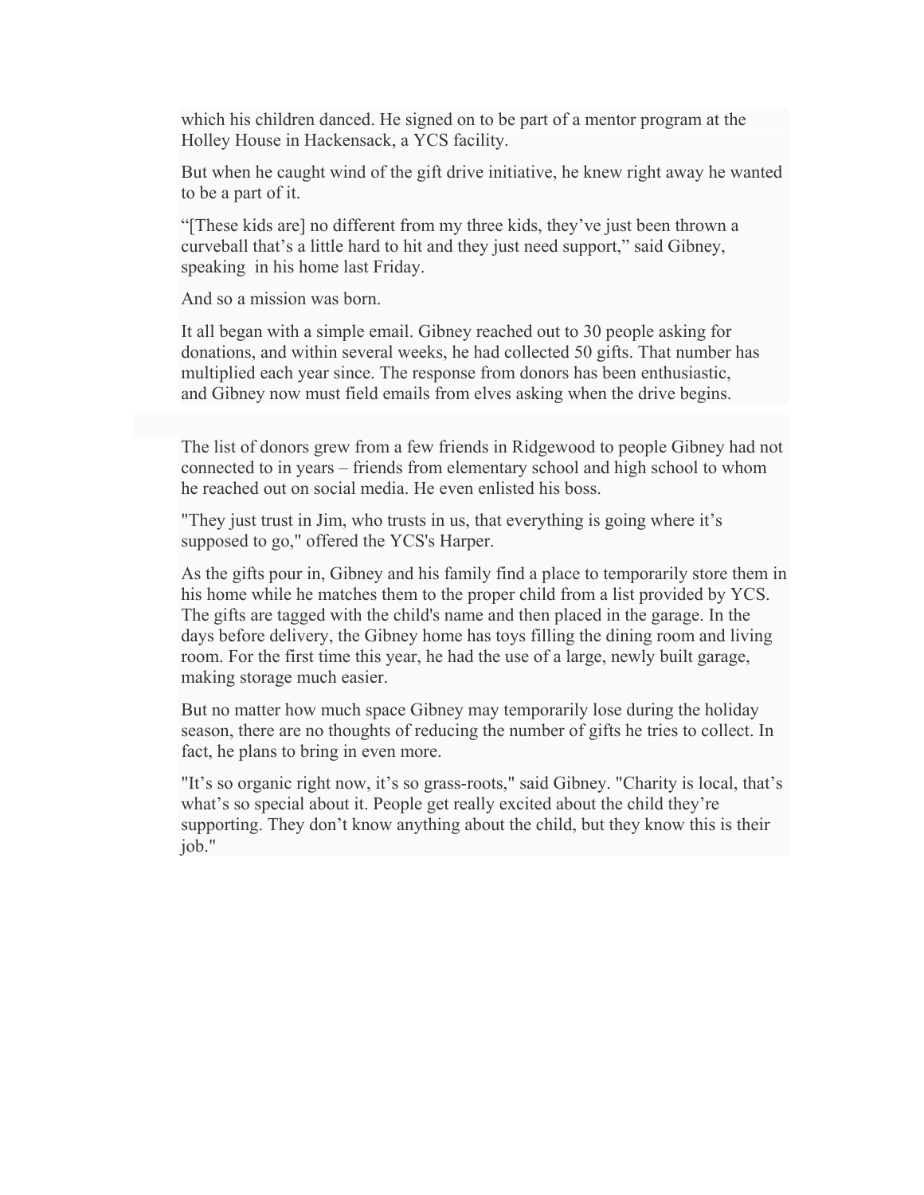which his children danced. He signed on to be part of a mentor program at the Holley House in Hackensack, a YCS facility.

But when he caught wind of the gift drive initiative, he knew right away he wanted to be a part of it.

“[These kids are] no different from my three kids, they’ve just been thrown a curveball that’s a little hard to hit and they just need support,” said Gibney, speaking in his home last Friday.

And so a mission was born.

It all began with a simple email. Gibney reached out to 30 people asking for donations, and within several weeks, he had collected 50 gifts. That number has multiplied each year since. The response from donors has been enthusiastic, and Gibney now must field emails from elves asking when the drive begins.

The list of donors grew from a few friends in Ridgewood to people Gibney had not connected to in years – friends from elementary school and high school to whom he reached out on social media. He even enlisted his boss.

"They just trust in Jim, who trusts in us, that everything is going where it’s supposed to go," offered the YCS's Harper.

As the gifts pour in, Gibney and his family find a place to temporarily store them in his home while he matches them to the proper child from a list provided by YCS. The gifts are tagged with the child's name and then placed in the garage. In the days before delivery, the Gibney home has toys filling the dining room and living room. For the first time this year, he had the use of a large, newly built garage, making storage much easier.

But no matter how much space Gibney may temporarily lose during the holiday season, there are no thoughts of reducing the number of gifts he tries to collect. In fact, he plans to bring in even more.

"It’s so organic right now, it’s so grass-roots," said Gibney. "Charity is local, that’s what’s so special about it. People get really excited about the child they’re supporting. They don’t know anything about the child, but they know this is their job."